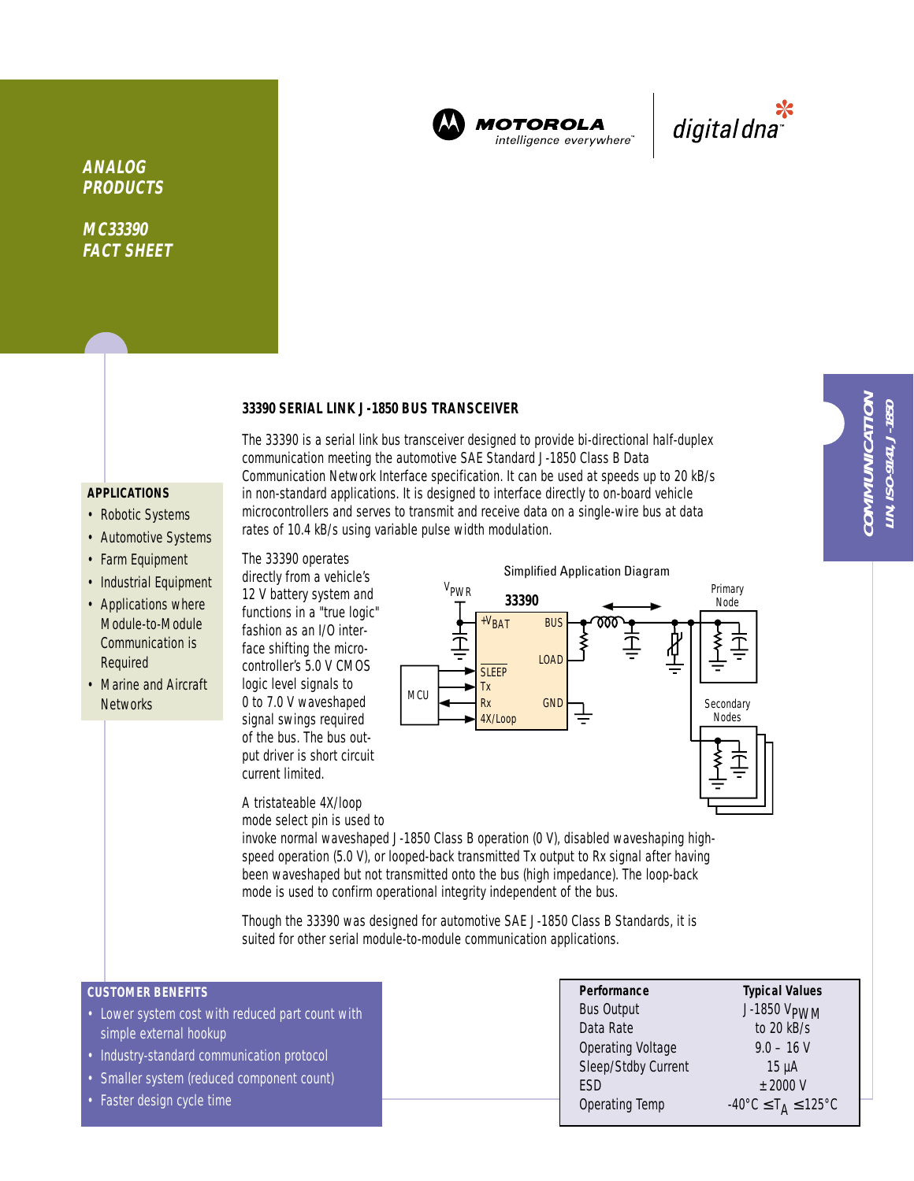**ANALOG PRODUCTS**

**MC33390 FACT SHEET**

**COMMUNICATION**
*LIN, ISO-9141, J-1850*

## 33390 SERIAL LINK J-1850 BUS TRANSCEIVER

The 33390 is a serial link bus transceiver designed to provide bi-directional half-duplex communication meeting the automotive SAE Standard J-1850 Class B Data Communication Network Interface specification. It can be used at speeds up to 20 kB/s in non-standard applications. It is designed to interface directly to on-board vehicle microcontrollers and serves to transmit and receive data on a single-wire bus at data rates of 10.4 kB/s using variable pulse width modulation.

The 33390 operates directly from a vehicle's 12 V battery system and functions in a "true logic" fashion as an I/O interface shifting the microcontroller's 5.0 V CMOS logic level signals to 0 to 7.0 V waveshaped signal swings required of the bus. The bus output driver is short circuit current limited.

A tristateable 4X/loop mode select pin is used to invoke normal waveshaped J-1850 Class B operation (0 V), disabled waveshaping high-speed operation (5.0 V), or looped-back transmitted Tx output to Rx signal after having been waveshaped but not transmitted onto the bus (high impedance). The loop-back mode is used to confirm operational integrity independent of the bus.

Though the 33390 was designed for automotive SAE J-1850 Class B Standards, it is suited for other serial module-to-module communication applications.

Simplified Application Diagram

### APPLICATIONS

- Robotic Systems
- Automotive Systems
- Farm Equipment
- Industrial Equipment
- Applications where Module-to-Module Communication is Required
- Marine and Aircraft Networks

### CUSTOMER BENEFITS

- Lower system cost with reduced part count with simple external hookup
- Industry-standard communication protocol
- Smaller system (reduced component count)
- Faster design cycle time

| Performance | Typical Values |
|---|---|
| Bus Output | J-1850 $V_{PWM}$ |
| Data Rate | to 20 kB/s |
| Operating Voltage | 9.0 – 16 V |
| Sleep/Stdby Current | 15 µA |
| ESD | ±2000 V |
| Operating Temp | $-40°C \leq T_A \leq 125°C$ |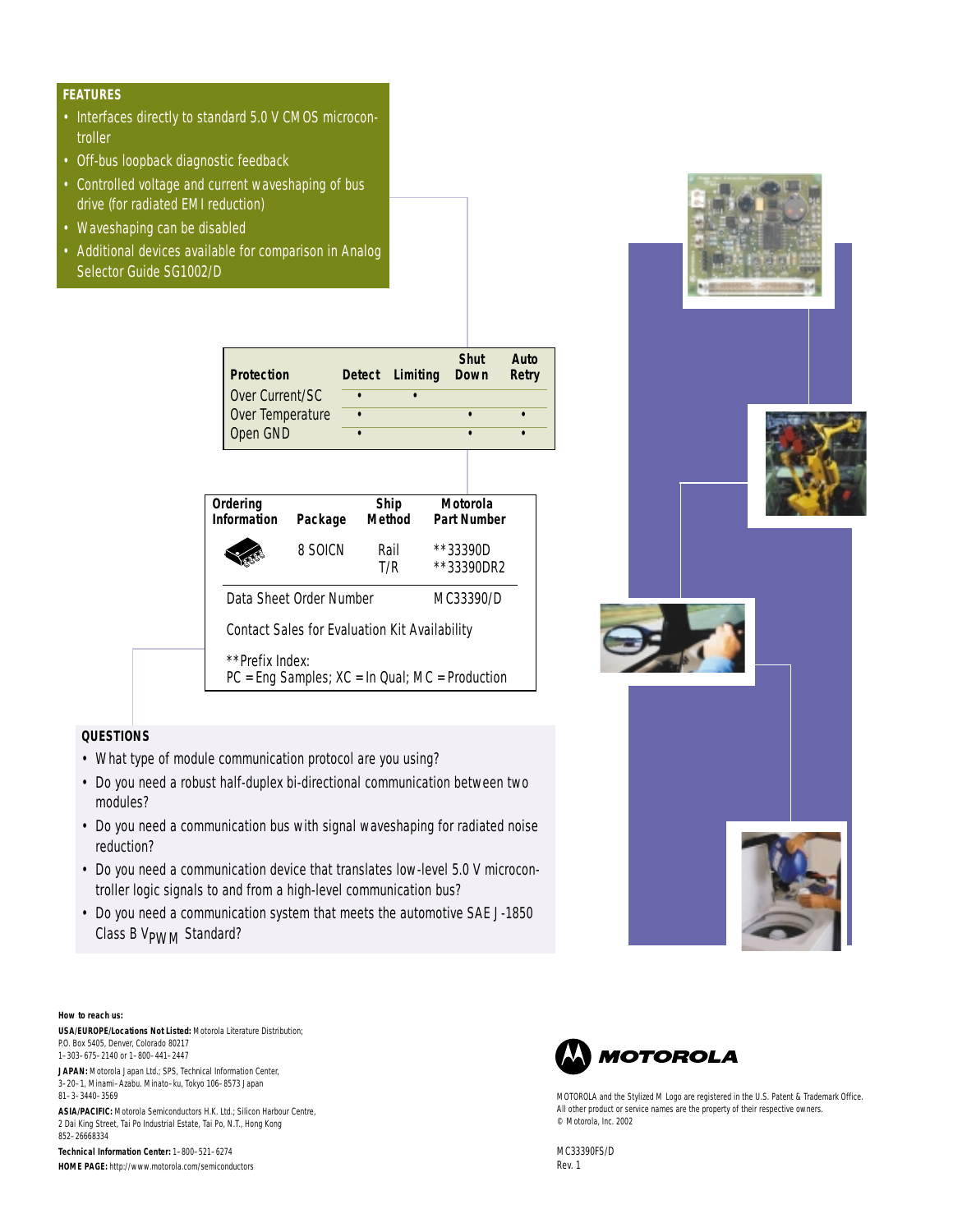## FEATURES

- Interfaces directly to standard 5.0 V CMOS microcontroller
- Off-bus loopback diagnostic feedback
- Controlled voltage and current waveshaping of bus drive (for radiated EMI reduction)
- Waveshaping can be disabled
- Additional devices available for comparison in Analog Selector Guide SG1002/D

| Protection | Detect | Limiting | Shut Down | Auto Retry |
|---|---|---|---|---|
| Over Current/SC | • | • | | |
| Over Temperature | • | | • | • |
| Open GND | • | | • | • |

| Ordering Information | Package | Ship Method | Motorola Part Number |
|---|---|---|---|
| | 8 SOICN | Rail | **33390D |
| | | T/R | **33390DR2 |
| Data Sheet Order Number | | | MC33390/D |
| Contact Sales for Evaluation Kit Availability | | | |
| **Prefix Index: PC = Eng Samples; XC = In Qual; MC = Production | | | |

## QUESTIONS

- What type of module communication protocol are you using?
- Do you need a robust half-duplex bi-directional communication between two modules?
- Do you need a communication bus with signal waveshaping for radiated noise reduction?
- Do you need a communication device that translates low-level 5.0 V microcontroller logic signals to and from a high-level communication bus?
- Do you need a communication system that meets the automotive SAE J-1850 Class B $V_{PWM}$ Standard?

**How to reach us:**

**USA/EUROPE/Locations Not Listed:** Motorola Literature Distribution; P.O. Box 5405, Denver, Colorado 80217
1–303–675–2140 or 1–800–441–2447

**JAPAN:** Motorola Japan Ltd.; SPS, Technical Information Center, 3–20–1, Minami–Azabu. Minato–ku, Tokyo 106–8573 Japan
81–3–3440–3569

**ASIA/PACIFIC:** Motorola Semiconductors H.K. Ltd.; Silicon Harbour Centre, 2 Dai King Street, Tai Po Industrial Estate, Tai Po, N.T., Hong Kong
852–26668334

**Technical Information Center:** 1–800–521–6274

**HOME PAGE:** http://www.motorola.com/semiconductors

MOTOROLA

MOTOROLA and the Stylized M Logo are registered in the U.S. Patent & Trademark Office. All other product or service names are the property of their respective owners.
© Motorola, Inc. 2002

MC33390FS/D
Rev. 1